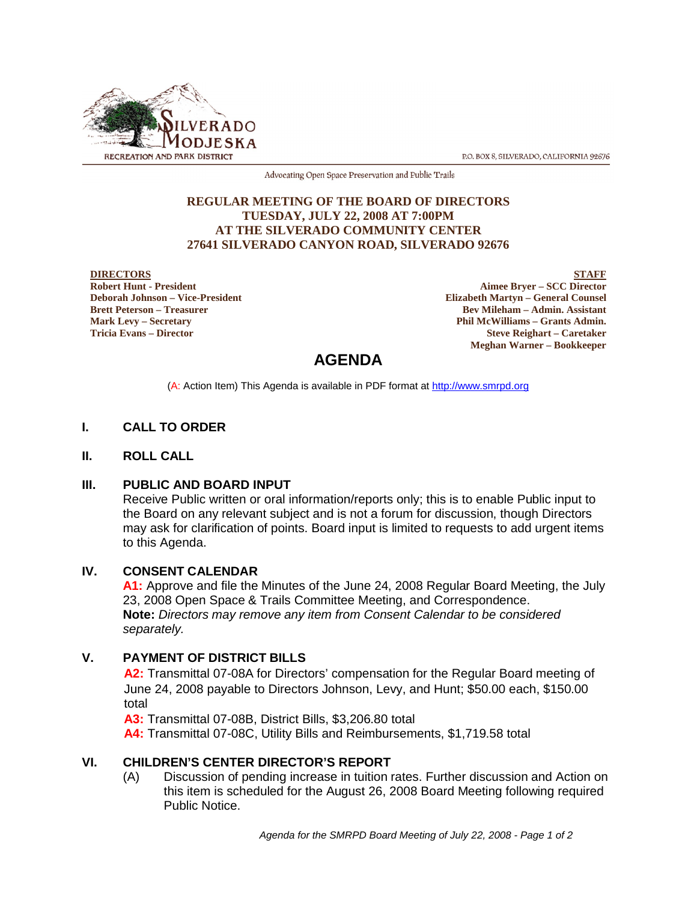SILVERADO MODJESKA RECREATION AND PARK DISTRICT

P.O. BOX 8, SILVERADO, CALIFORNIA 92676

Advocating Open Space Preservation and Public Trails

**REGULAR MEETING OF THE BOARD OF DIRECTORS**
**TUESDAY, JULY 22, 2008 AT 7:00PM**
**AT THE SILVERADO COMMUNITY CENTER**
**27641 SILVERADO CANYON ROAD, SILVERADO 92676**

**DIRECTORS**
**Robert Hunt - President**
**Deborah Johnson – Vice-President**
**Brett Peterson – Treasurer**
**Mark Levy – Secretary**
**Tricia Evans – Director**

**STAFF**
**Aimee Bryer – SCC Director**
**Elizabeth Martyn – General Counsel**
**Bev Mileham – Admin. Assistant**
**Phil McWilliams – Grants Admin.**
**Steve Reighart – Caretaker**
**Meghan Warner – Bookkeeper**

# AGENDA

(A: Action Item) This Agenda is available in PDF format at http://www.smrpd.org

## I. CALL TO ORDER

## II. ROLL CALL

## III. PUBLIC AND BOARD INPUT

Receive Public written or oral information/reports only; this is to enable Public input to the Board on any relevant subject and is not a forum for discussion, though Directors may ask for clarification of points. Board input is limited to requests to add urgent items to this Agenda.

## IV. CONSENT CALENDAR

**A1:** Approve and file the Minutes of the June 24, 2008 Regular Board Meeting, the July 23, 2008 Open Space & Trails Committee Meeting, and Correspondence.
**Note:** *Directors may remove any item from Consent Calendar to be considered separately.*

## V. PAYMENT OF DISTRICT BILLS

**A2:** Transmittal 07-08A for Directors' compensation for the Regular Board meeting of June 24, 2008 payable to Directors Johnson, Levy, and Hunt; $50.00 each, $150.00 total

**A3:** Transmittal 07-08B, District Bills, $3,206.80 total

**A4:** Transmittal 07-08C, Utility Bills and Reimbursements, $1,719.58 total

## VI. CHILDREN'S CENTER DIRECTOR'S REPORT

(A) Discussion of pending increase in tuition rates. Further discussion and Action on this item is scheduled for the August 26, 2008 Board Meeting following required Public Notice.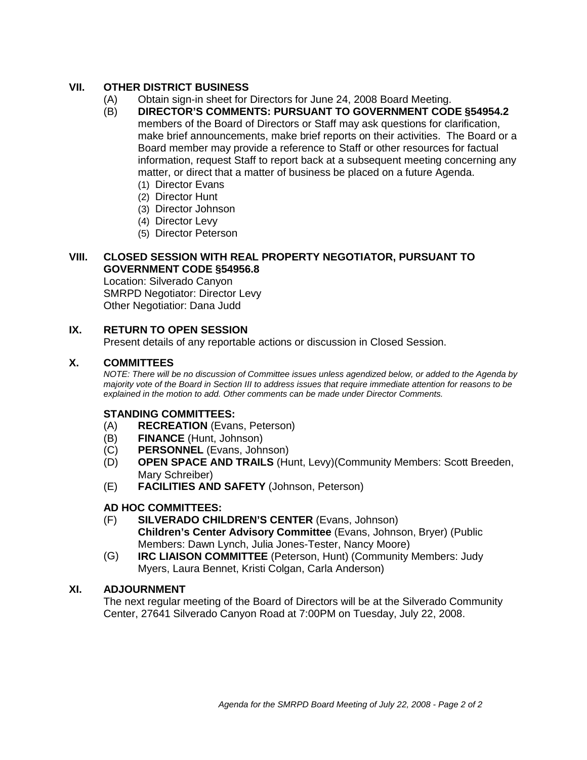## VII. OTHER DISTRICT BUSINESS

(A) Obtain sign-in sheet for Directors for June 24, 2008 Board Meeting.

(B) **DIRECTOR'S COMMENTS: PURSUANT TO GOVERNMENT CODE §54954.2** members of the Board of Directors or Staff may ask questions for clarification, make brief announcements, make brief reports on their activities. The Board or a Board member may provide a reference to Staff or other resources for factual information, request Staff to report back at a subsequent meeting concerning any matter, or direct that a matter of business be placed on a future Agenda.

(1) Director Evans
(2) Director Hunt
(3) Director Johnson
(4) Director Levy
(5) Director Peterson

## VIII. CLOSED SESSION WITH REAL PROPERTY NEGOTIATOR, PURSUANT TO GOVERNMENT CODE §54956.8

Location: Silverado Canyon
SMRPD Negotiator: Director Levy
Other Negotiatior: Dana Judd

## IX. RETURN TO OPEN SESSION

Present details of any reportable actions or discussion in Closed Session.

## X. COMMITTEES

*NOTE: There will be no discussion of Committee issues unless agendized below, or added to the Agenda by majority vote of the Board in Section III to address issues that require immediate attention for reasons to be explained in the motion to add. Other comments can be made under Director Comments.*

### STANDING COMMITTEES:

(A) **RECREATION** (Evans, Peterson)
(B) **FINANCE** (Hunt, Johnson)
(C) **PERSONNEL** (Evans, Johnson)
(D) **OPEN SPACE AND TRAILS** (Hunt, Levy)(Community Members: Scott Breeden, Mary Schreiber)
(E) **FACILITIES AND SAFETY** (Johnson, Peterson)

### AD HOC COMMITTEES:

(F) **SILVERADO CHILDREN'S CENTER** (Evans, Johnson)
**Children's Center Advisory Committee** (Evans, Johnson, Bryer) (Public Members: Dawn Lynch, Julia Jones-Tester, Nancy Moore)
(G) **IRC LIAISON COMMITTEE** (Peterson, Hunt) (Community Members: Judy Myers, Laura Bennet, Kristi Colgan, Carla Anderson)

## XI. ADJOURNMENT

The next regular meeting of the Board of Directors will be at the Silverado Community Center, 27641 Silverado Canyon Road at 7:00PM on Tuesday, July 22, 2008.